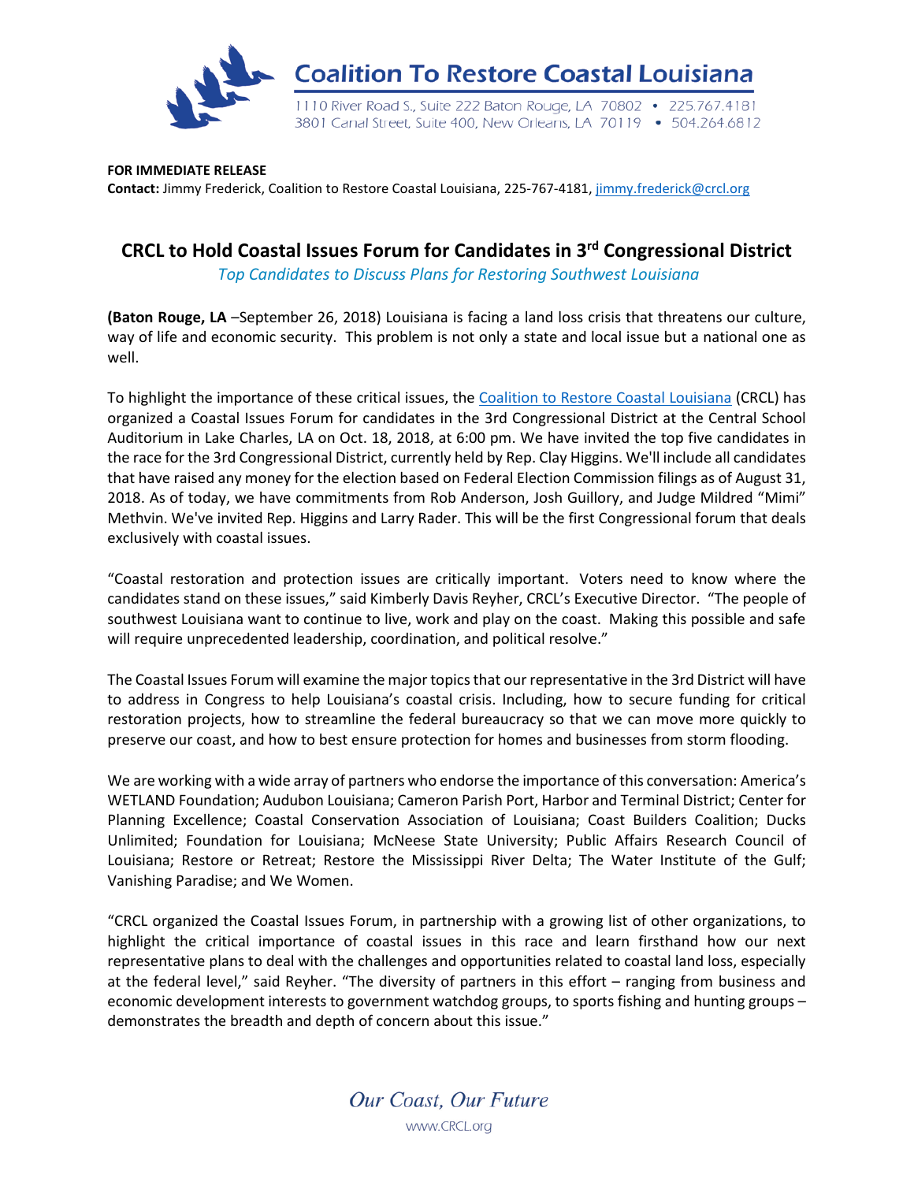**Coalition To Restore Coastal Louisiana**

1110 River Road S., Suite 222 Baton Rouge, LA 70802 • 225.767.4181
3801 Canal Street, Suite 400, New Orleans, LA 70119 • 504.264.6812

**FOR IMMEDIATE RELEASE**
**Contact:** Jimmy Frederick, Coalition to Restore Coastal Louisiana, 225-767-4181, jimmy.frederick@crcl.org

# CRCL to Hold Coastal Issues Forum for Candidates in 3rd Congressional District

*Top Candidates to Discuss Plans for Restoring Southwest Louisiana*

**(Baton Rouge, LA** –September 26, 2018) Louisiana is facing a land loss crisis that threatens our culture, way of life and economic security. This problem is not only a state and local issue but a national one as well.

To highlight the importance of these critical issues, the Coalition to Restore Coastal Louisiana (CRCL) has organized a Coastal Issues Forum for candidates in the 3rd Congressional District at the Central School Auditorium in Lake Charles, LA on Oct. 18, 2018, at 6:00 pm. We have invited the top five candidates in the race for the 3rd Congressional District, currently held by Rep. Clay Higgins. We'll include all candidates that have raised any money for the election based on Federal Election Commission filings as of August 31, 2018. As of today, we have commitments from Rob Anderson, Josh Guillory, and Judge Mildred "Mimi" Methvin. We've invited Rep. Higgins and Larry Rader. This will be the first Congressional forum that deals exclusively with coastal issues.

"Coastal restoration and protection issues are critically important. Voters need to know where the candidates stand on these issues," said Kimberly Davis Reyher, CRCL's Executive Director. "The people of southwest Louisiana want to continue to live, work and play on the coast. Making this possible and safe will require unprecedented leadership, coordination, and political resolve."

The Coastal Issues Forum will examine the major topics that our representative in the 3rd District will have to address in Congress to help Louisiana's coastal crisis. Including, how to secure funding for critical restoration projects, how to streamline the federal bureaucracy so that we can move more quickly to preserve our coast, and how to best ensure protection for homes and businesses from storm flooding.

We are working with a wide array of partners who endorse the importance of this conversation: America's WETLAND Foundation; Audubon Louisiana; Cameron Parish Port, Harbor and Terminal District; Center for Planning Excellence; Coastal Conservation Association of Louisiana; Coast Builders Coalition; Ducks Unlimited; Foundation for Louisiana; McNeese State University; Public Affairs Research Council of Louisiana; Restore or Retreat; Restore the Mississippi River Delta; The Water Institute of the Gulf; Vanishing Paradise; and We Women.

"CRCL organized the Coastal Issues Forum, in partnership with a growing list of other organizations, to highlight the critical importance of coastal issues in this race and learn firsthand how our next representative plans to deal with the challenges and opportunities related to coastal land loss, especially at the federal level," said Reyher. "The diversity of partners in this effort – ranging from business and economic development interests to government watchdog groups, to sports fishing and hunting groups – demonstrates the breadth and depth of concern about this issue."

*Our Coast, Our Future*

www.CRCL.org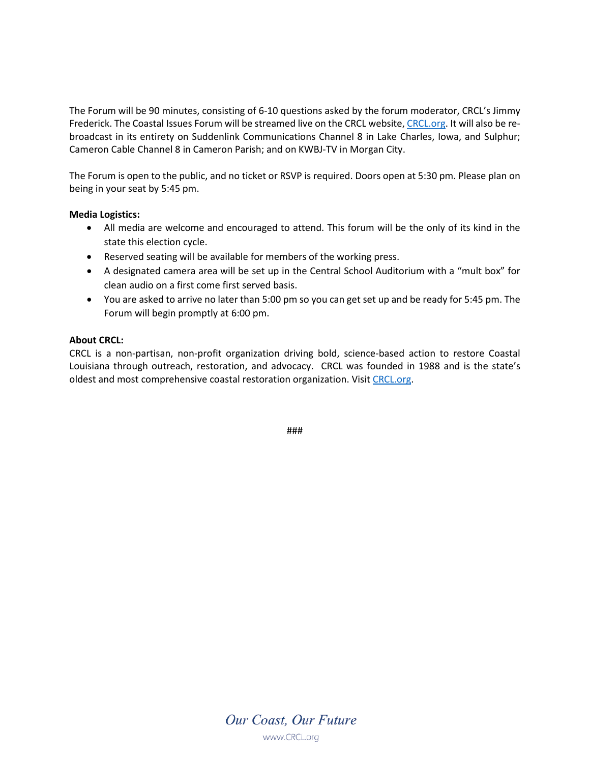The Forum will be 90 minutes, consisting of 6-10 questions asked by the forum moderator, CRCL's Jimmy Frederick. The Coastal Issues Forum will be streamed live on the CRCL website, [CRCL.org](CRCL.org). It will also be re-broadcast in its entirety on Suddenlink Communications Channel 8 in Lake Charles, Iowa, and Sulphur; Cameron Cable Channel 8 in Cameron Parish; and on KWBJ-TV in Morgan City.

The Forum is open to the public, and no ticket or RSVP is required. Doors open at 5:30 pm. Please plan on being in your seat by 5:45 pm.

**Media Logistics:**

- All media are welcome and encouraged to attend. This forum will be the only of its kind in the state this election cycle.
- Reserved seating will be available for members of the working press.
- A designated camera area will be set up in the Central School Auditorium with a "mult box" for clean audio on a first come first served basis.
- You are asked to arrive no later than 5:00 pm so you can get set up and be ready for 5:45 pm. The Forum will begin promptly at 6:00 pm.

**About CRCL:**
CRCL is a non-partisan, non-profit organization driving bold, science-based action to restore Coastal Louisiana through outreach, restoration, and advocacy. CRCL was founded in 1988 and is the state's oldest and most comprehensive coastal restoration organization. Visit [CRCL.org](CRCL.org).

###

*Our Coast, Our Future*

www.CRCL.org